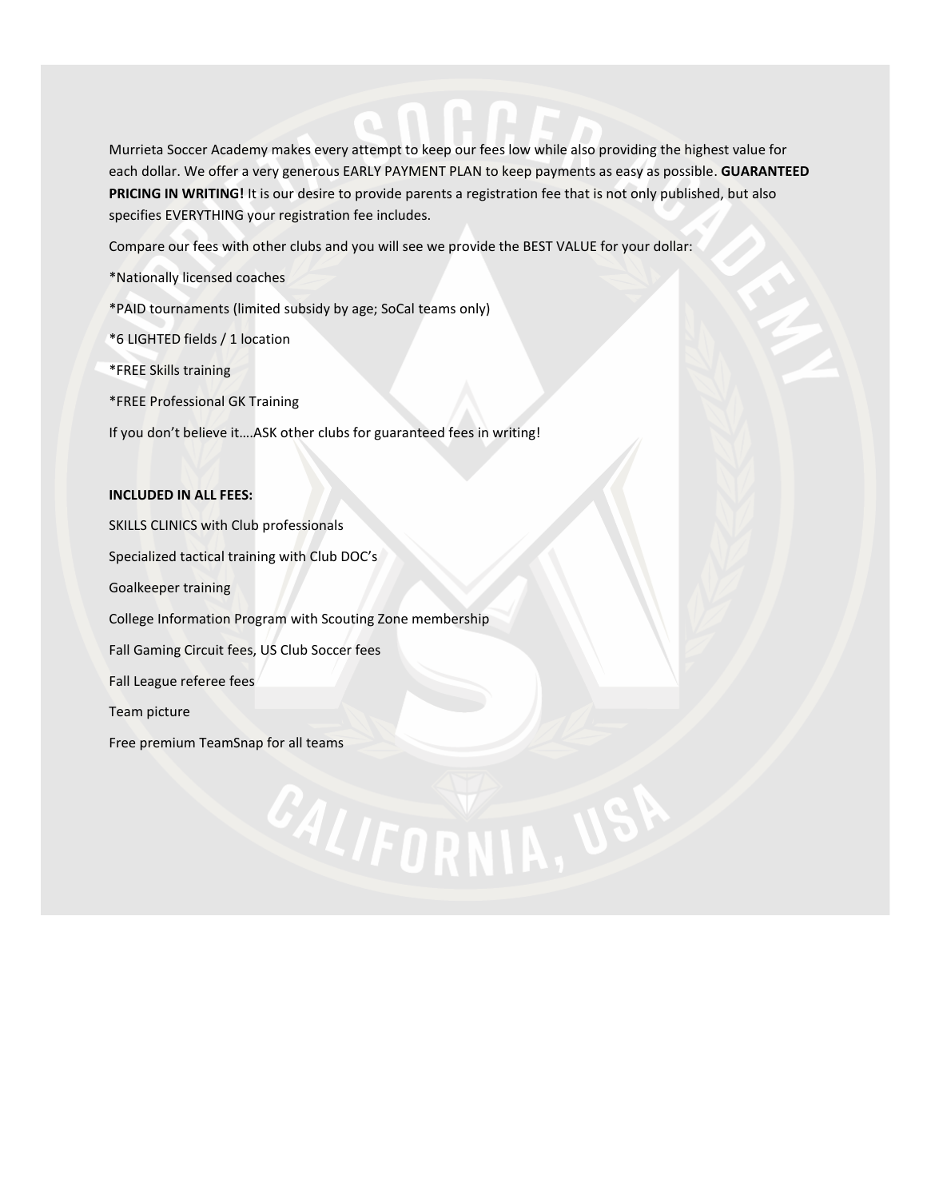Murrieta Soccer Academy makes every attempt to keep our fees low while also providing the highest value for each dollar. We offer a very generous EARLY PAYMENT PLAN to keep payments as easy as possible. **GUARANTEED PRICING IN WRITING!** It is our desire to provide parents a registration fee that is not only published, but also specifies EVERYTHING your registration fee includes.

Compare our fees with other clubs and you will see we provide the BEST VALUE for your dollar:

*Nationally licensed coaches

*PAID tournaments (limited subsidy by age; SoCal teams only)

*6 LIGHTED fields / 1 location

*FREE Skills training

*FREE Professional GK Training

If you don't believe it….ASK other clubs for guaranteed fees in writing!

**INCLUDED IN ALL FEES:**

SKILLS CLINICS with Club professionals

Specialized tactical training with Club DOC's

Goalkeeper training

College Information Program with Scouting Zone membership

Fall Gaming Circuit fees, US Club Soccer fees

Fall League referee fees

Team picture

Free premium TeamSnap for all teams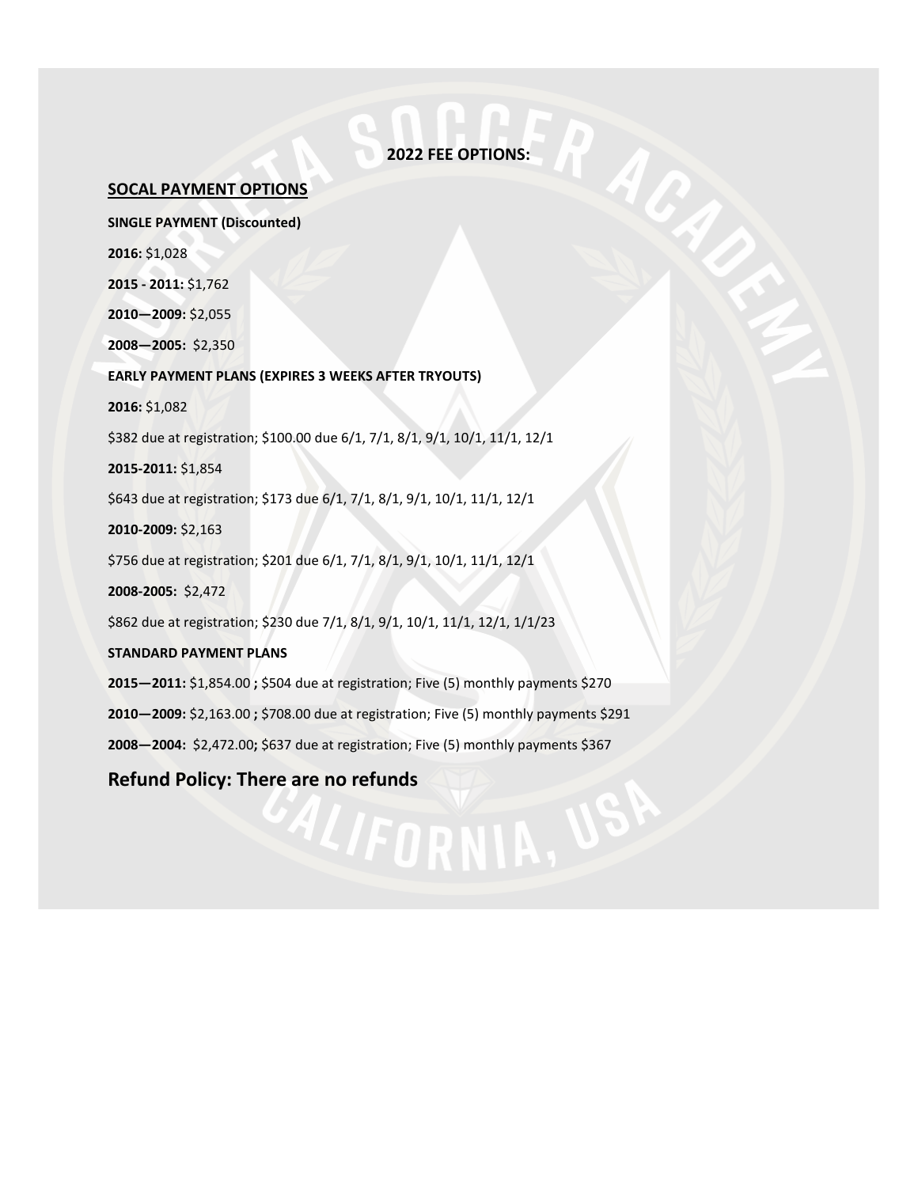## 2022 FEE OPTIONS:

### SOCAL PAYMENT OPTIONS

**SINGLE PAYMENT (Discounted)**

**2016:** $1,028

**2015 - 2011:** $1,762

**2010—2009:** $2,055

**2008—2005:** $2,350

**EARLY PAYMENT PLANS (EXPIRES 3 WEEKS AFTER TRYOUTS)**

**2016:** $1,082

$382 due at registration; $100.00 due 6/1, 7/1, 8/1, 9/1, 10/1, 11/1, 12/1

**2015-2011:** $1,854

$643 due at registration; $173 due 6/1, 7/1, 8/1, 9/1, 10/1, 11/1, 12/1

**2010-2009:** $2,163

$756 due at registration; $201 due 6/1, 7/1, 8/1, 9/1, 10/1, 11/1, 12/1

**2008-2005:** $2,472

$862 due at registration; $230 due 7/1, 8/1, 9/1, 10/1, 11/1, 12/1, 1/1/23

**STANDARD PAYMENT PLANS**

**2015—2011:** $1,854.00 **;** $504 due at registration; Five (5) monthly payments $270

**2010—2009:** $2,163.00 **;** $708.00 due at registration; Five (5) monthly payments $291

**2008—2004:** $2,472.00**;** $637 due at registration; Five (5) monthly payments $367

## Refund Policy: There are no refunds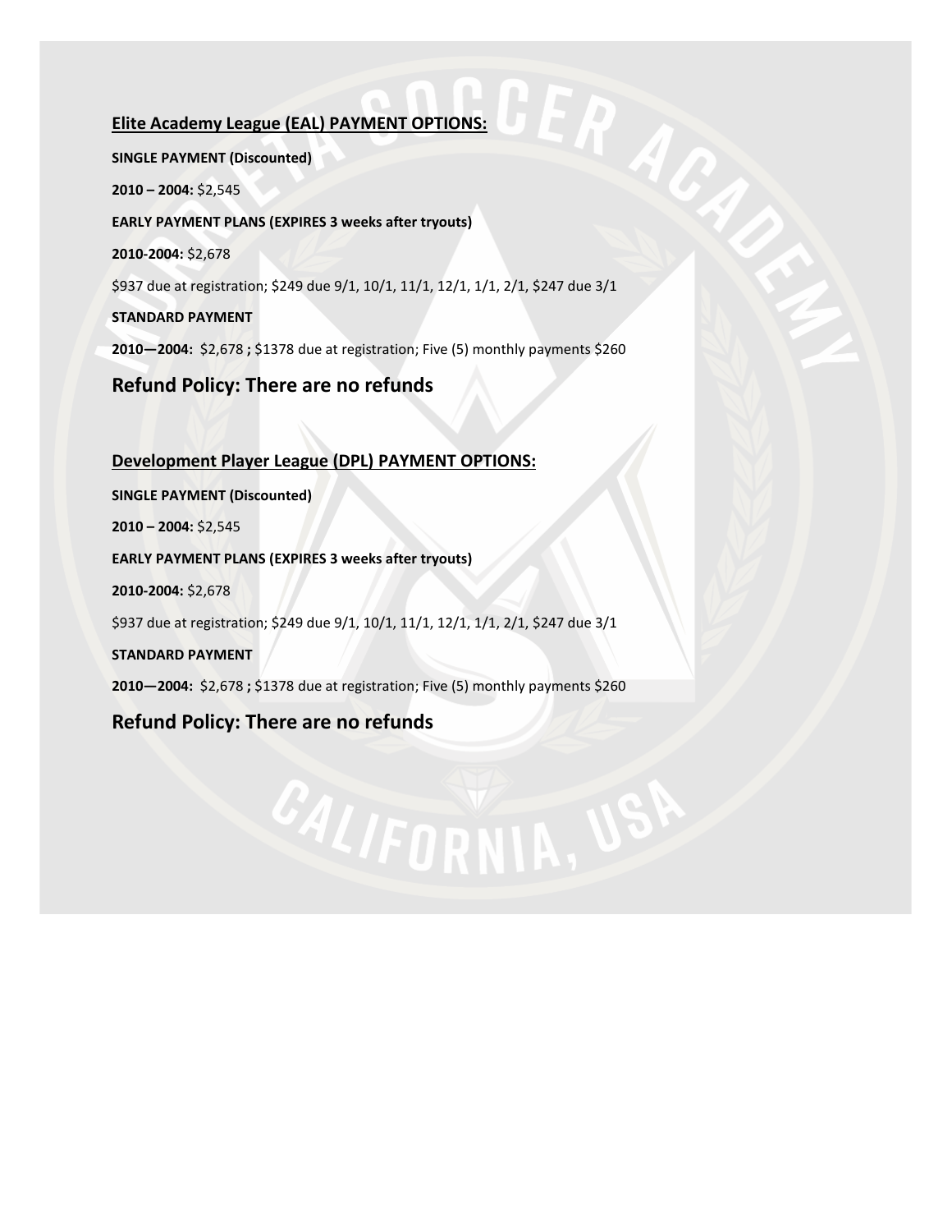## Elite Academy League (EAL) PAYMENT OPTIONS:

**SINGLE PAYMENT (Discounted)**

**2010 – 2004:** $2,545

**EARLY PAYMENT PLANS (EXPIRES 3 weeks after tryouts)**

**2010-2004:** $2,678

$937 due at registration; $249 due 9/1, 10/1, 11/1, 12/1, 1/1, 2/1, $247 due 3/1

**STANDARD PAYMENT**

**2010—2004:** $2,678 **;** $1378 due at registration; Five (5) monthly payments $260

## Refund Policy: There are no refunds

## Development Player League (DPL) PAYMENT OPTIONS:

**SINGLE PAYMENT (Discounted)**

**2010 – 2004:** $2,545

**EARLY PAYMENT PLANS (EXPIRES 3 weeks after tryouts)**

**2010-2004:** $2,678

$937 due at registration; $249 due 9/1, 10/1, 11/1, 12/1, 1/1, 2/1, $247 due 3/1

**STANDARD PAYMENT**

**2010—2004:** $2,678 **;** $1378 due at registration; Five (5) monthly payments $260

## Refund Policy: There are no refunds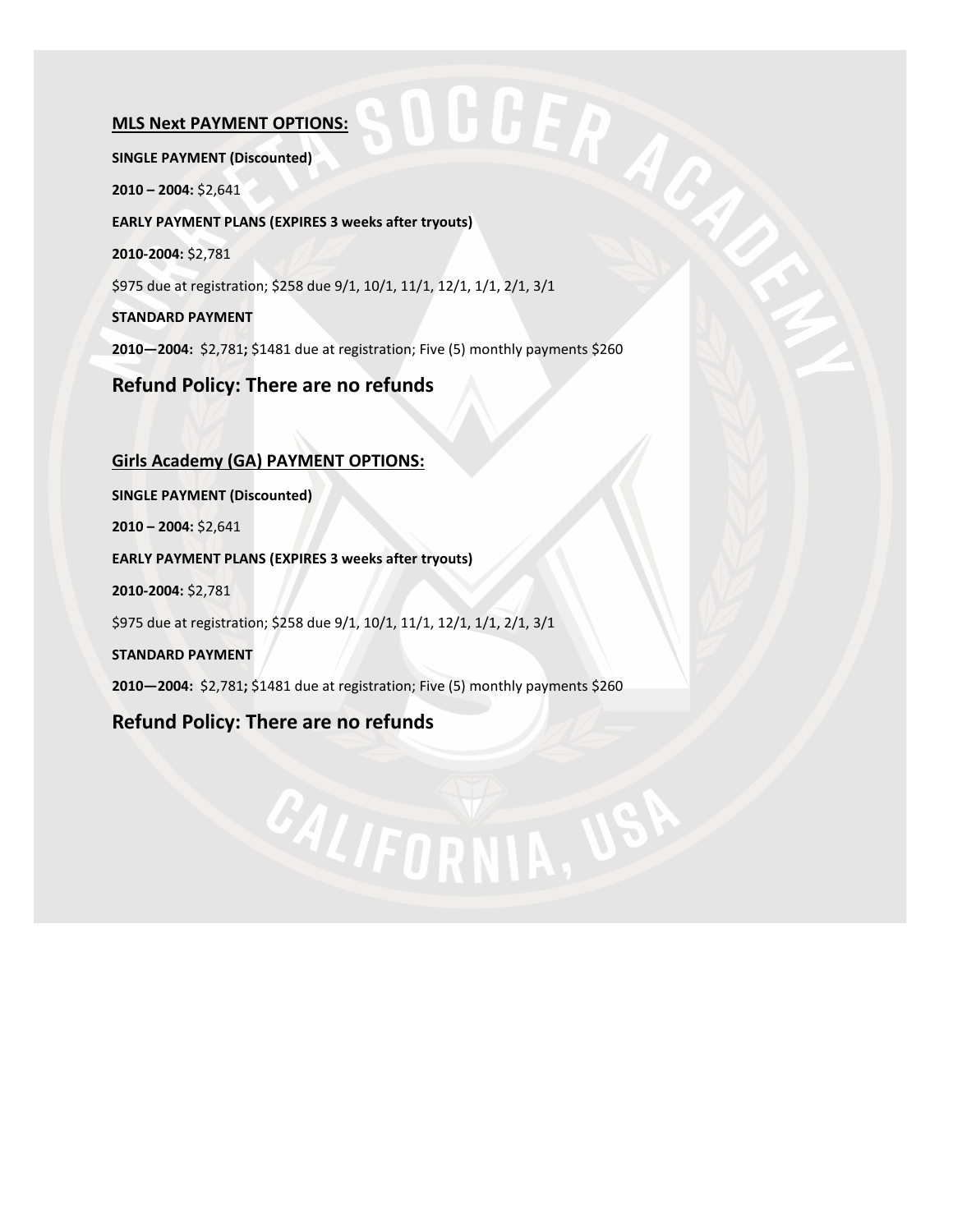## MLS Next PAYMENT OPTIONS:

**SINGLE PAYMENT (Discounted)**

**2010 – 2004:** $2,641

**EARLY PAYMENT PLANS (EXPIRES 3 weeks after tryouts)**

**2010-2004:** $2,781

$975 due at registration; $258 due 9/1, 10/1, 11/1, 12/1, 1/1, 2/1, 3/1

**STANDARD PAYMENT**

**2010—2004:** $2,781**;** $1481 due at registration; Five (5) monthly payments $260

## Refund Policy: There are no refunds

## Girls Academy (GA) PAYMENT OPTIONS:

**SINGLE PAYMENT (Discounted)**

**2010 – 2004:** $2,641

**EARLY PAYMENT PLANS (EXPIRES 3 weeks after tryouts)**

**2010-2004:** $2,781

$975 due at registration; $258 due 9/1, 10/1, 11/1, 12/1, 1/1, 2/1, 3/1

**STANDARD PAYMENT**

**2010—2004:** $2,781**;** $1481 due at registration; Five (5) monthly payments $260

## Refund Policy: There are no refunds